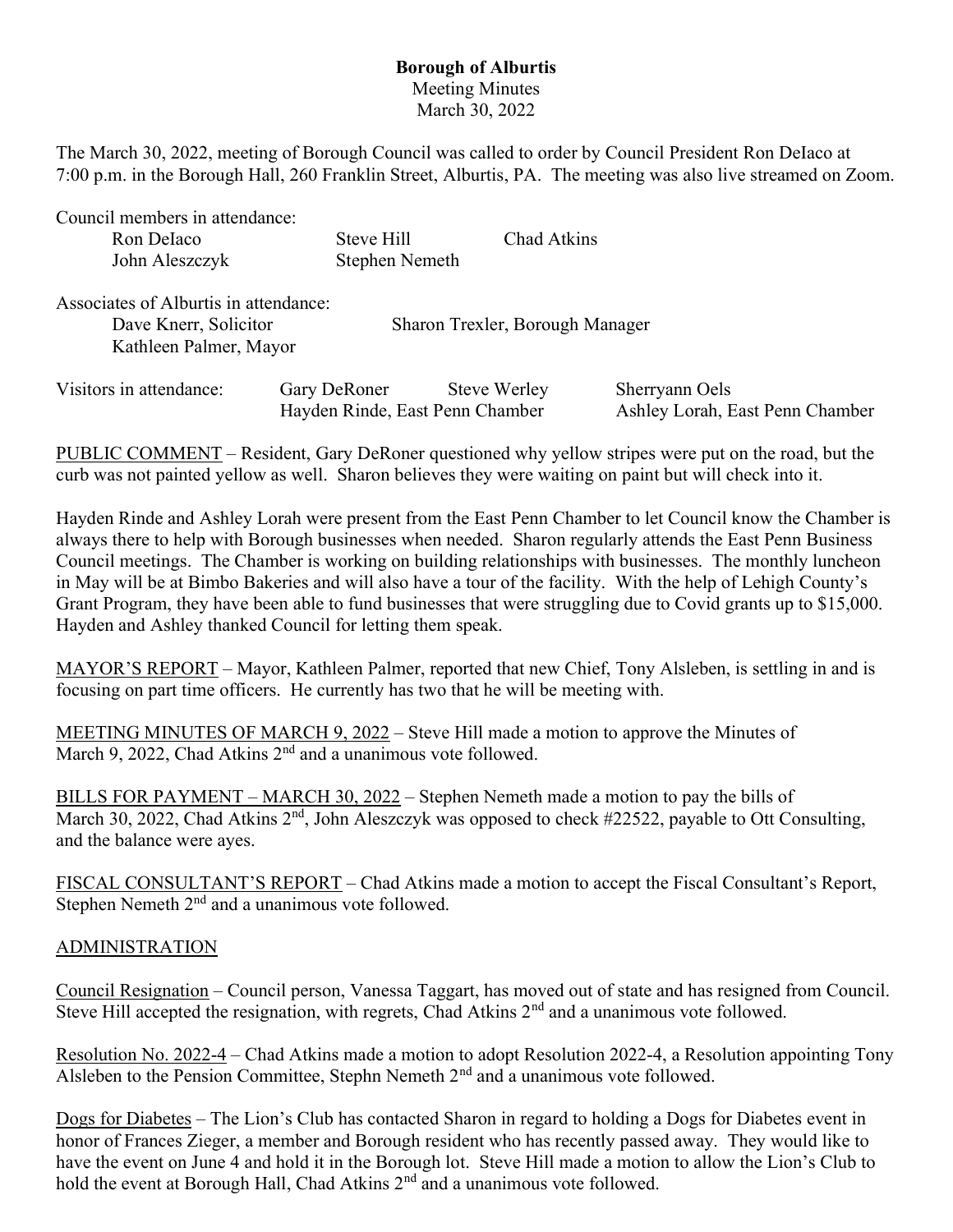**Borough of Alburtis**

Meeting Minutes

March 30, 2022

The March 30, 2022, meeting of Borough Council was called to order by Council President Ron DeIaco at 7:00 p.m. in the Borough Hall, 260 Franklin Street, Alburtis, PA. The meeting was also live streamed on Zoom.

Council members in attendance:

Ron DeIaco    Steve Hill    Chad Atkins
John Aleszczyk    Stephen Nemeth

Associates of Alburtis in attendance:

Dave Knerr, Solicitor    Sharon Trexler, Borough Manager
Kathleen Palmer, Mayor

Visitors in attendance:    Gary DeRoner    Steve Werley    Sherryann Oels
Hayden Rinde, East Penn Chamber    Ashley Lorah, East Penn Chamber

PUBLIC COMMENT – Resident, Gary DeRoner questioned why yellow stripes were put on the road, but the curb was not painted yellow as well. Sharon believes they were waiting on paint but will check into it.

Hayden Rinde and Ashley Lorah were present from the East Penn Chamber to let Council know the Chamber is always there to help with Borough businesses when needed. Sharon regularly attends the East Penn Business Council meetings. The Chamber is working on building relationships with businesses. The monthly luncheon in May will be at Bimbo Bakeries and will also have a tour of the facility. With the help of Lehigh County's Grant Program, they have been able to fund businesses that were struggling due to Covid grants up to $15,000. Hayden and Ashley thanked Council for letting them speak.

MAYOR'S REPORT – Mayor, Kathleen Palmer, reported that new Chief, Tony Alsleben, is settling in and is focusing on part time officers. He currently has two that he will be meeting with.

MEETING MINUTES OF MARCH 9, 2022 – Steve Hill made a motion to approve the Minutes of March 9, 2022, Chad Atkins 2nd and a unanimous vote followed.

BILLS FOR PAYMENT – MARCH 30, 2022 – Stephen Nemeth made a motion to pay the bills of March 30, 2022, Chad Atkins 2nd, John Aleszczyk was opposed to check #22522, payable to Ott Consulting, and the balance were ayes.

FISCAL CONSULTANT'S REPORT – Chad Atkins made a motion to accept the Fiscal Consultant's Report, Stephen Nemeth 2nd and a unanimous vote followed.

ADMINISTRATION

Council Resignation – Council person, Vanessa Taggart, has moved out of state and has resigned from Council. Steve Hill accepted the resignation, with regrets, Chad Atkins 2nd and a unanimous vote followed.

Resolution No. 2022-4 – Chad Atkins made a motion to adopt Resolution 2022-4, a Resolution appointing Tony Alsleben to the Pension Committee, Stephn Nemeth 2nd and a unanimous vote followed.

Dogs for Diabetes – The Lion's Club has contacted Sharon in regard to holding a Dogs for Diabetes event in honor of Frances Zieger, a member and Borough resident who has recently passed away. They would like to have the event on June 4 and hold it in the Borough lot. Steve Hill made a motion to allow the Lion's Club to hold the event at Borough Hall, Chad Atkins 2nd and a unanimous vote followed.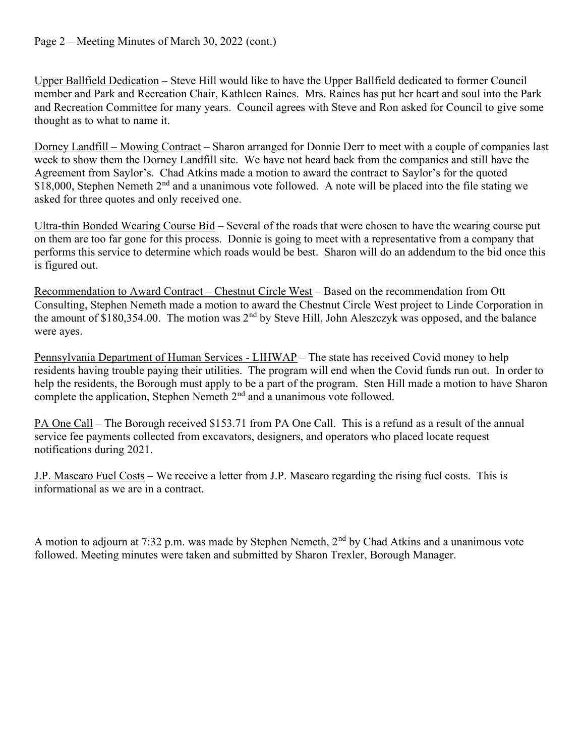Upper Ballfield Dedication – Steve Hill would like to have the Upper Ballfield dedicated to former Council member and Park and Recreation Chair, Kathleen Raines. Mrs. Raines has put her heart and soul into the Park and Recreation Committee for many years. Council agrees with Steve and Ron asked for Council to give some thought as to what to name it.

Dorney Landfill – Mowing Contract – Sharon arranged for Donnie Derr to meet with a couple of companies last week to show them the Dorney Landfill site. We have not heard back from the companies and still have the Agreement from Saylor's. Chad Atkins made a motion to award the contract to Saylor's for the quoted $18,000, Stephen Nemeth 2nd and a unanimous vote followed. A note will be placed into the file stating we asked for three quotes and only received one.

Ultra-thin Bonded Wearing Course Bid – Several of the roads that were chosen to have the wearing course put on them are too far gone for this process. Donnie is going to meet with a representative from a company that performs this service to determine which roads would be best. Sharon will do an addendum to the bid once this is figured out.

Recommendation to Award Contract – Chestnut Circle West – Based on the recommendation from Ott Consulting, Stephen Nemeth made a motion to award the Chestnut Circle West project to Linde Corporation in the amount of $180,354.00. The motion was 2nd by Steve Hill, John Aleszczyk was opposed, and the balance were ayes.

Pennsylvania Department of Human Services - LIHWAP – The state has received Covid money to help residents having trouble paying their utilities. The program will end when the Covid funds run out. In order to help the residents, the Borough must apply to be a part of the program. Sten Hill made a motion to have Sharon complete the application, Stephen Nemeth 2nd and a unanimous vote followed.

PA One Call – The Borough received $153.71 from PA One Call. This is a refund as a result of the annual service fee payments collected from excavators, designers, and operators who placed locate request notifications during 2021.

J.P. Mascaro Fuel Costs – We receive a letter from J.P. Mascaro regarding the rising fuel costs. This is informational as we are in a contract.

A motion to adjourn at 7:32 p.m. was made by Stephen Nemeth, 2nd by Chad Atkins and a unanimous vote followed. Meeting minutes were taken and submitted by Sharon Trexler, Borough Manager.